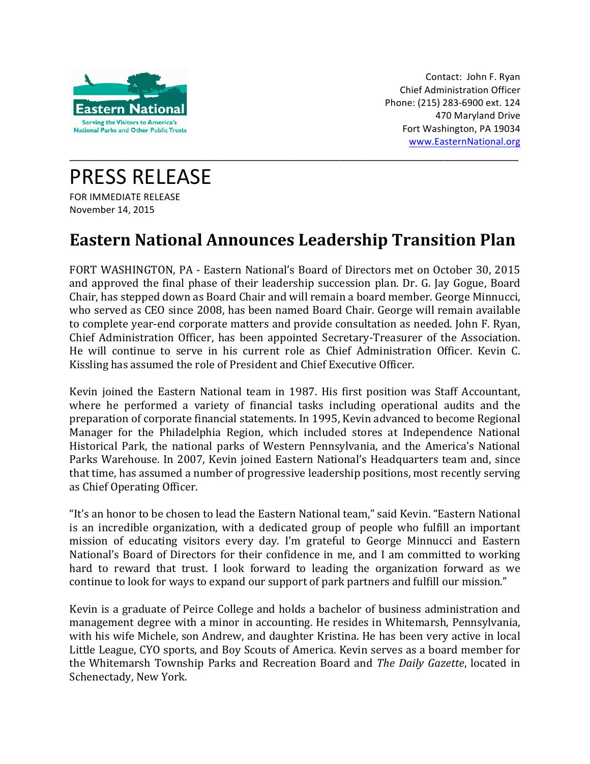Eastern National

Serving the Visitors to America's National Parks and Other Public Trusts

Contact: John F. Ryan
Chief Administration Officer
Phone: (215) 283-6900 ext. 124
470 Maryland Drive
Fort Washington, PA 19034
www.EasternNational.org

---

# PRESS RELEASE

FOR IMMEDIATE RELEASE
November 14, 2015

## Eastern National Announces Leadership Transition Plan

FORT WASHINGTON, PA - Eastern National's Board of Directors met on October 30, 2015 and approved the final phase of their leadership succession plan. Dr. G. Jay Gogue, Board Chair, has stepped down as Board Chair and will remain a board member. George Minnucci, who served as CEO since 2008, has been named Board Chair. George will remain available to complete year-end corporate matters and provide consultation as needed. John F. Ryan, Chief Administration Officer, has been appointed Secretary-Treasurer of the Association. He will continue to serve in his current role as Chief Administration Officer. Kevin C. Kissling has assumed the role of President and Chief Executive Officer.

Kevin joined the Eastern National team in 1987. His first position was Staff Accountant, where he performed a variety of financial tasks including operational audits and the preparation of corporate financial statements. In 1995, Kevin advanced to become Regional Manager for the Philadelphia Region, which included stores at Independence National Historical Park, the national parks of Western Pennsylvania, and the America's National Parks Warehouse. In 2007, Kevin joined Eastern National's Headquarters team and, since that time, has assumed a number of progressive leadership positions, most recently serving as Chief Operating Officer.

"It's an honor to be chosen to lead the Eastern National team," said Kevin. "Eastern National is an incredible organization, with a dedicated group of people who fulfill an important mission of educating visitors every day. I'm grateful to George Minnucci and Eastern National's Board of Directors for their confidence in me, and I am committed to working hard to reward that trust. I look forward to leading the organization forward as we continue to look for ways to expand our support of park partners and fulfill our mission."

Kevin is a graduate of Peirce College and holds a bachelor of business administration and management degree with a minor in accounting. He resides in Whitemarsh, Pennsylvania, with his wife Michele, son Andrew, and daughter Kristina. He has been very active in local Little League, CYO sports, and Boy Scouts of America. Kevin serves as a board member for the Whitemarsh Township Parks and Recreation Board and *The Daily Gazette*, located in Schenectady, New York.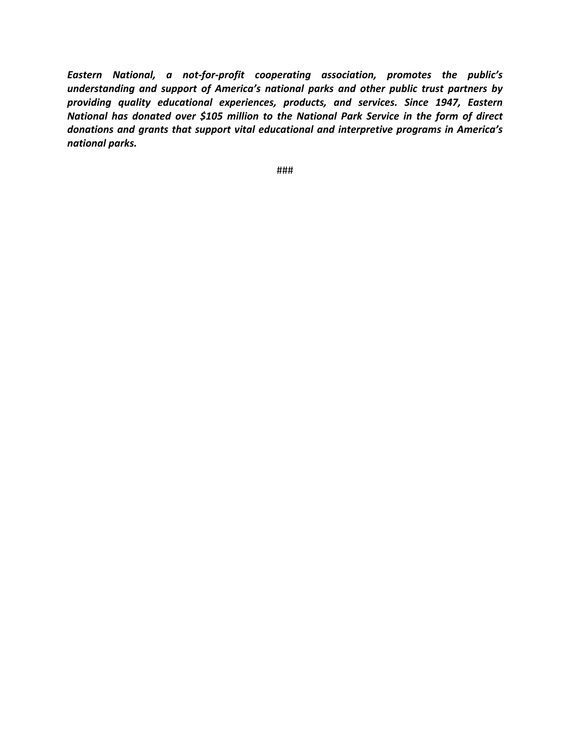***Eastern National, a not-for-profit cooperating association, promotes the public's understanding and support of America's national parks and other public trust partners by providing quality educational experiences, products, and services. Since 1947, Eastern National has donated over $105 million to the National Park Service in the form of direct donations and grants that support vital educational and interpretive programs in America's national parks.***

###